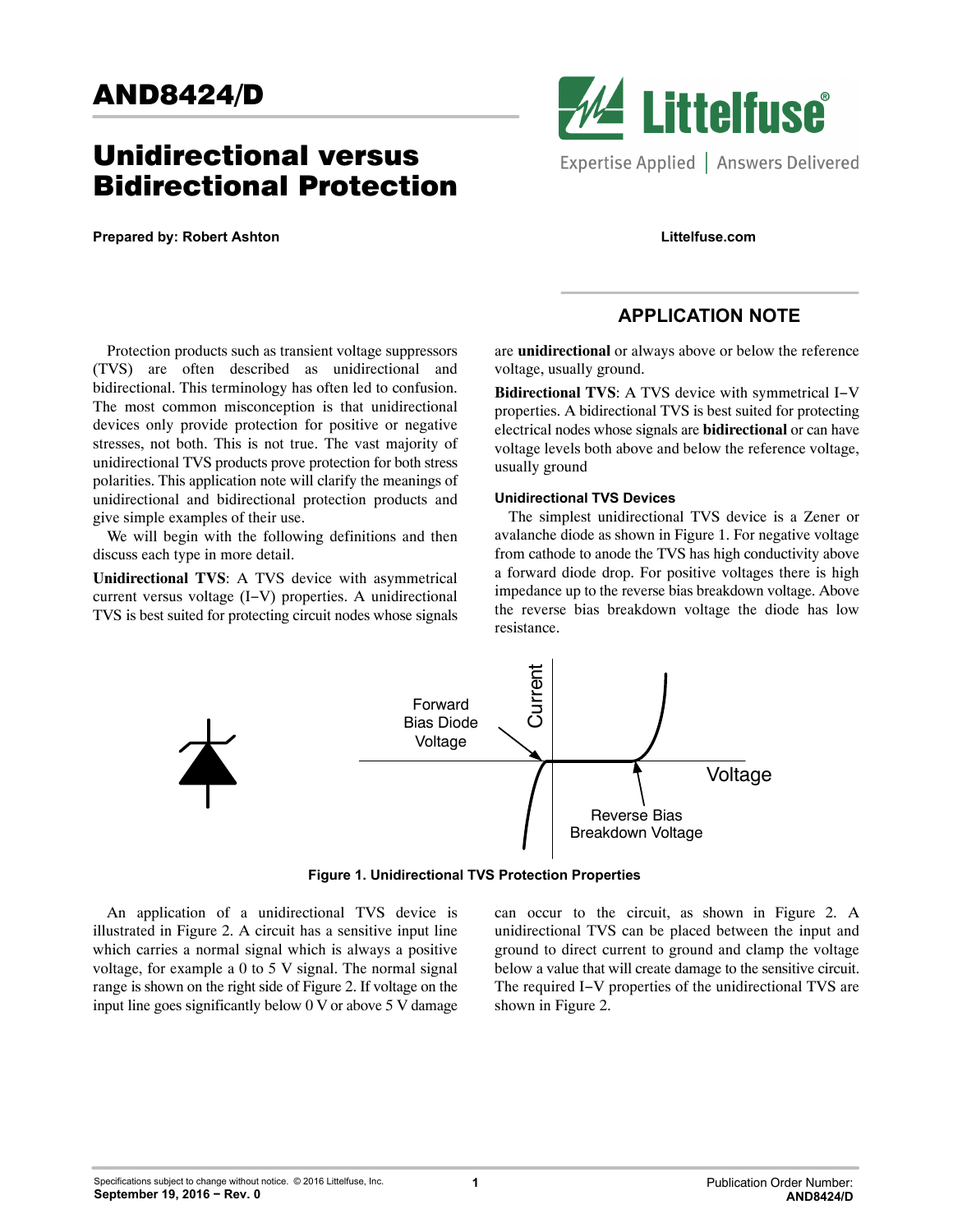# AND8424/D

# Unidirectional versus Bidirectional Protection

**Prepared by: Robert Ashton**

Littelfuse.com

## APPLICATION NOTE

Protection products such as transient voltage suppressors (TVS) are often described as unidirectional and bidirectional. This terminology has often led to confusion. The most common misconception is that unidirectional devices only provide protection for positive or negative stresses, not both. This is not true. The vast majority of unidirectional TVS products prove protection for both stress polarities. This application note will clarify the meanings of unidirectional and bidirectional protection products and give simple examples of their use.

We will begin with the following definitions and then discuss each type in more detail.

**Unidirectional TVS**: A TVS device with asymmetrical current versus voltage (I−V) properties. A unidirectional TVS is best suited for protecting circuit nodes whose signals are **unidirectional** or always above or below the reference voltage, usually ground.

**Bidirectional TVS**: A TVS device with symmetrical I−V properties. A bidirectional TVS is best suited for protecting electrical nodes whose signals are **bidirectional** or can have voltage levels both above and below the reference voltage, usually ground

### Unidirectional TVS Devices

The simplest unidirectional TVS device is a Zener or avalanche diode as shown in Figure 1. For negative voltage from cathode to anode the TVS has high conductivity above a forward diode drop. For positive voltages there is high impedance up to the reverse bias breakdown voltage. Above the reverse bias breakdown voltage the diode has low resistance.

Forward Bias Diode Voltage

Current

Voltage

Reverse Bias Breakdown Voltage

**Figure 1. Unidirectional TVS Protection Properties**

An application of a unidirectional TVS device is illustrated in Figure 2. A circuit has a sensitive input line which carries a normal signal which is always a positive voltage, for example a 0 to 5 V signal. The normal signal range is shown on the right side of Figure 2. If voltage on the input line goes significantly below 0 V or above 5 V damage can occur to the circuit, as shown in Figure 2. A unidirectional TVS can be placed between the input and ground to direct current to ground and clamp the voltage below a value that will create damage to the sensitive circuit. The required I−V properties of the unidirectional TVS are shown in Figure 2.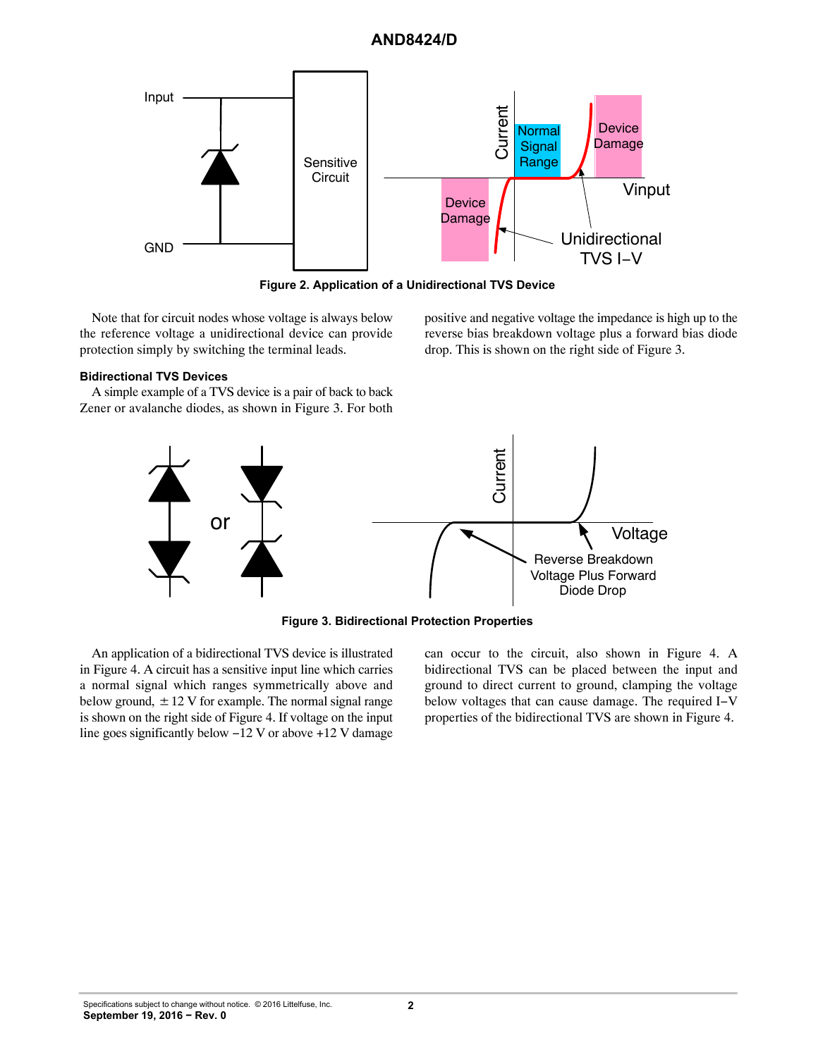Figure 2. Application of a Unidirectional TVS Device

Note that for circuit nodes whose voltage is always below the reference voltage a unidirectional device can provide protection simply by switching the terminal leads.

### Bidirectional TVS Devices

A simple example of a TVS device is a pair of back to back Zener or avalanche diodes, as shown in Figure 3. For both positive and negative voltage the impedance is high up to the reverse bias breakdown voltage plus a forward bias diode drop. This is shown on the right side of Figure 3.

Figure 3. Bidirectional Protection Properties

An application of a bidirectional TVS device is illustrated in Figure 4. A circuit has a sensitive input line which carries a normal signal which ranges symmetrically above and below ground, ± 12 V for example. The normal signal range is shown on the right side of Figure 4. If voltage on the input line goes significantly below −12 V or above +12 V damage can occur to the circuit, also shown in Figure 4. A bidirectional TVS can be placed between the input and ground to direct current to ground, clamping the voltage below voltages that can cause damage. The required I−V properties of the bidirectional TVS are shown in Figure 4.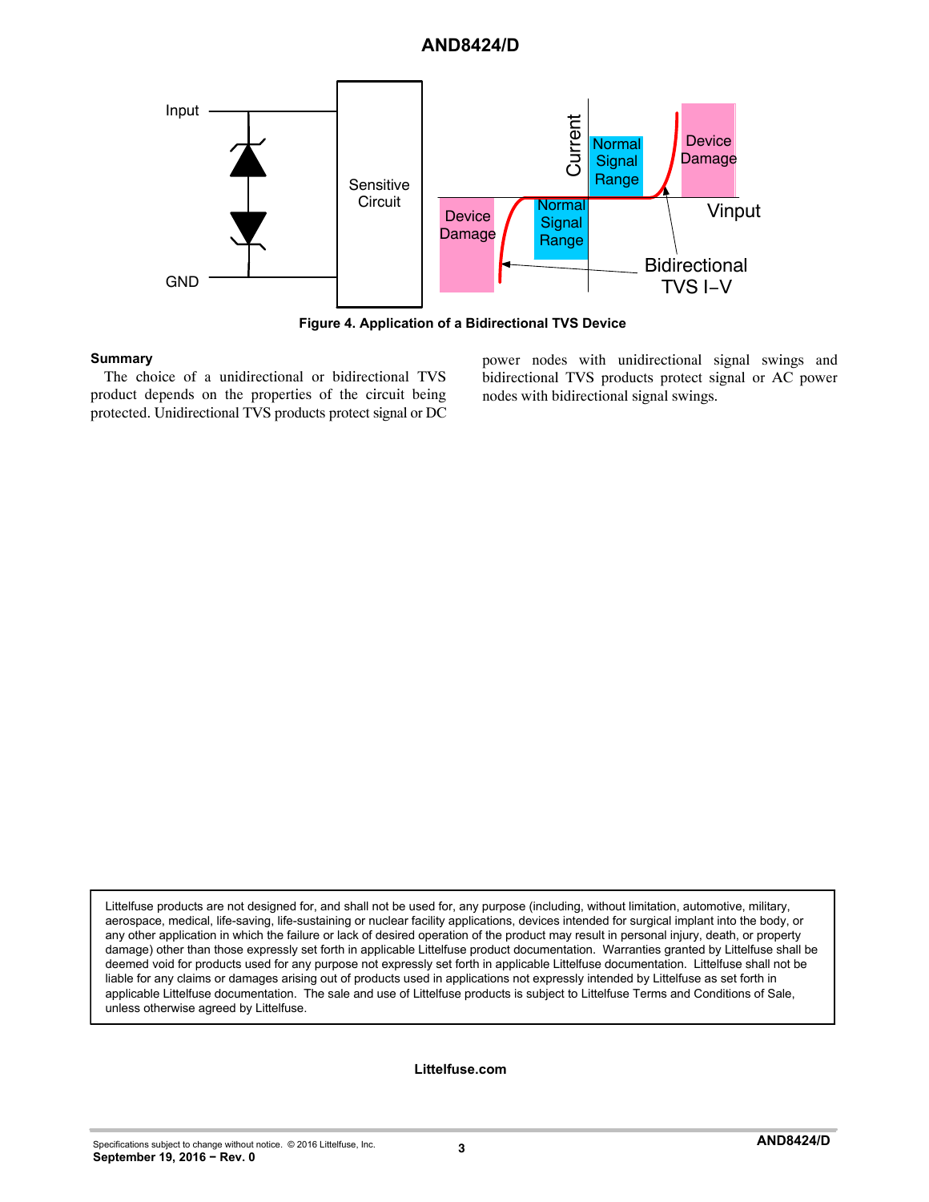Input

GND

Sensitive Circuit

Current

Normal Signal Range

Device Damage

Vinput

Device Damage

Normal Signal Range

Bidirectional TVS I−V

**Figure 4. Application of a Bidirectional TVS Device**

#### Summary

The choice of a unidirectional or bidirectional TVS product depends on the properties of the circuit being protected. Unidirectional TVS products protect signal or DC power nodes with unidirectional signal swings and bidirectional TVS products protect signal or AC power nodes with bidirectional signal swings.

Littelfuse products are not designed for, and shall not be used for, any purpose (including, without limitation, automotive, military, aerospace, medical, life-saving, life-sustaining or nuclear facility applications, devices intended for surgical implant into the body, or any other application in which the failure or lack of desired operation of the product may result in personal injury, death, or property damage) other than those expressly set forth in applicable Littelfuse product documentation. Warranties granted by Littelfuse shall be deemed void for products used for any purpose not expressly set forth in applicable Littelfuse documentation. Littelfuse shall not be liable for any claims or damages arising out of products used in applications not expressly intended by Littelfuse as set forth in applicable Littelfuse documentation. The sale and use of Littelfuse products is subject to Littelfuse Terms and Conditions of Sale, unless otherwise agreed by Littelfuse.

**Littelfuse.com**